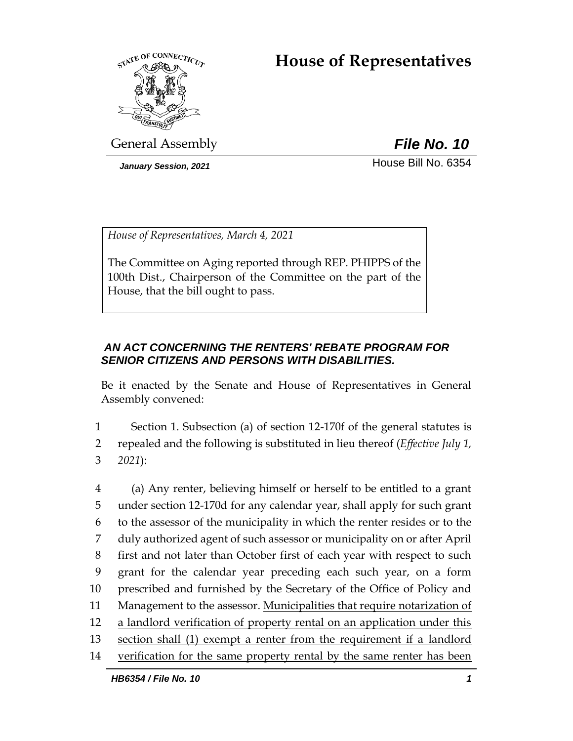# House of Representatives

General Assembly

***File No. 10***

*January Session, 2021*

House Bill No. 6354

*House of Representatives, March 4, 2021*

The Committee on Aging reported through REP. PHIPPS of the 100th Dist., Chairperson of the Committee on the part of the House, that the bill ought to pass.

***AN ACT CONCERNING THE RENTERS' REBATE PROGRAM FOR SENIOR CITIZENS AND PERSONS WITH DISABILITIES.***

Be it enacted by the Senate and House of Representatives in General Assembly convened:

1 Section 1. Subsection (a) of section 12-170f of the general statutes is
2 repealed and the following is substituted in lieu thereof (*Effective July 1,*
3 *2021*):

4 (a) Any renter, believing himself or herself to be entitled to a grant
5 under section 12-170d for any calendar year, shall apply for such grant
6 to the assessor of the municipality in which the renter resides or to the
7 duly authorized agent of such assessor or municipality on or after April
8 first and not later than October first of each year with respect to such
9 grant for the calendar year preceding each such year, on a form
10 prescribed and furnished by the Secretary of the Office of Policy and
11 Management to the assessor. <u>Municipalities that require notarization of</u>
12 <u>a landlord verification of property rental on an application under this</u>
13 <u>section shall (1) exempt a renter from the requirement if a landlord</u>
14 <u>verification for the same property rental by the same renter has been</u>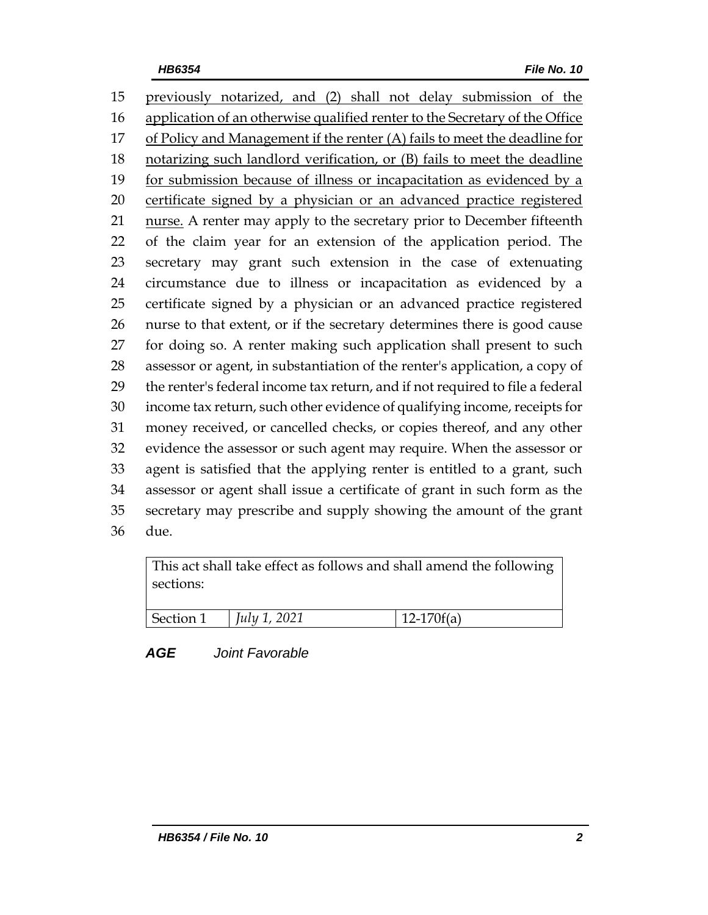previously notarized, and (2) shall not delay submission of the application of an otherwise qualified renter to the Secretary of the Office of Policy and Management if the renter (A) fails to meet the deadline for notarizing such landlord verification, or (B) fails to meet the deadline for submission because of illness or incapacitation as evidenced by a certificate signed by a physician or an advanced practice registered nurse. A renter may apply to the secretary prior to December fifteenth of the claim year for an extension of the application period. The secretary may grant such extension in the case of extenuating circumstance due to illness or incapacitation as evidenced by a certificate signed by a physician or an advanced practice registered nurse to that extent, or if the secretary determines there is good cause for doing so. A renter making such application shall present to such assessor or agent, in substantiation of the renter's application, a copy of the renter's federal income tax return, and if not required to file a federal income tax return, such other evidence of qualifying income, receipts for money received, or cancelled checks, or copies thereof, and any other evidence the assessor or such agent may require. When the assessor or agent is satisfied that the applying renter is entitled to a grant, such assessor or agent shall issue a certificate of grant in such form as the secretary may prescribe and supply showing the amount of the grant due.

| This act shall take effect as follows and shall amend the following sections: | | |
|---|---|---|
| Section 1 | *July 1, 2021* | 12-170f(a) |

***AGE*** *Joint Favorable*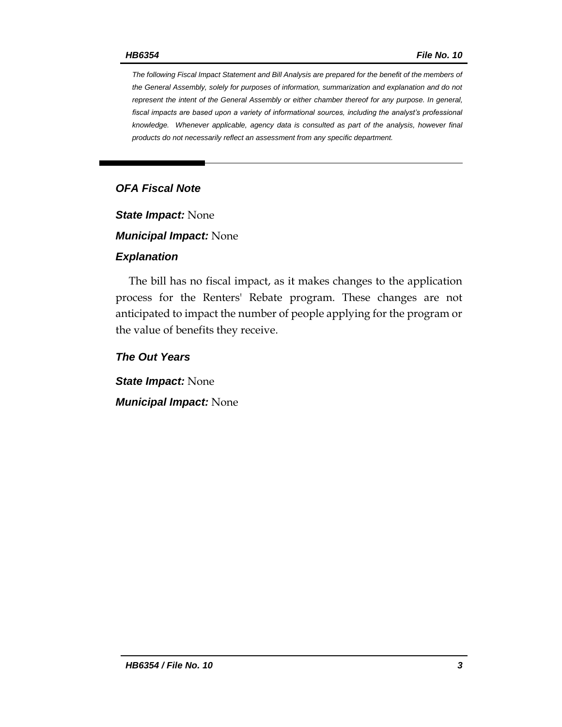*The following Fiscal Impact Statement and Bill Analysis are prepared for the benefit of the members of the General Assembly, solely for purposes of information, summarization and explanation and do not represent the intent of the General Assembly or either chamber thereof for any purpose. In general, fiscal impacts are based upon a variety of informational sources, including the analyst's professional knowledge. Whenever applicable, agency data is consulted as part of the analysis, however final products do not necessarily reflect an assessment from any specific department.*

## *OFA Fiscal Note*

***State Impact:*** None

***Municipal Impact:*** None

### *Explanation*

The bill has no fiscal impact, as it makes changes to the application process for the Renters' Rebate program. These changes are not anticipated to impact the number of people applying for the program or the value of benefits they receive.

### *The Out Years*

***State Impact:*** None

***Municipal Impact:*** None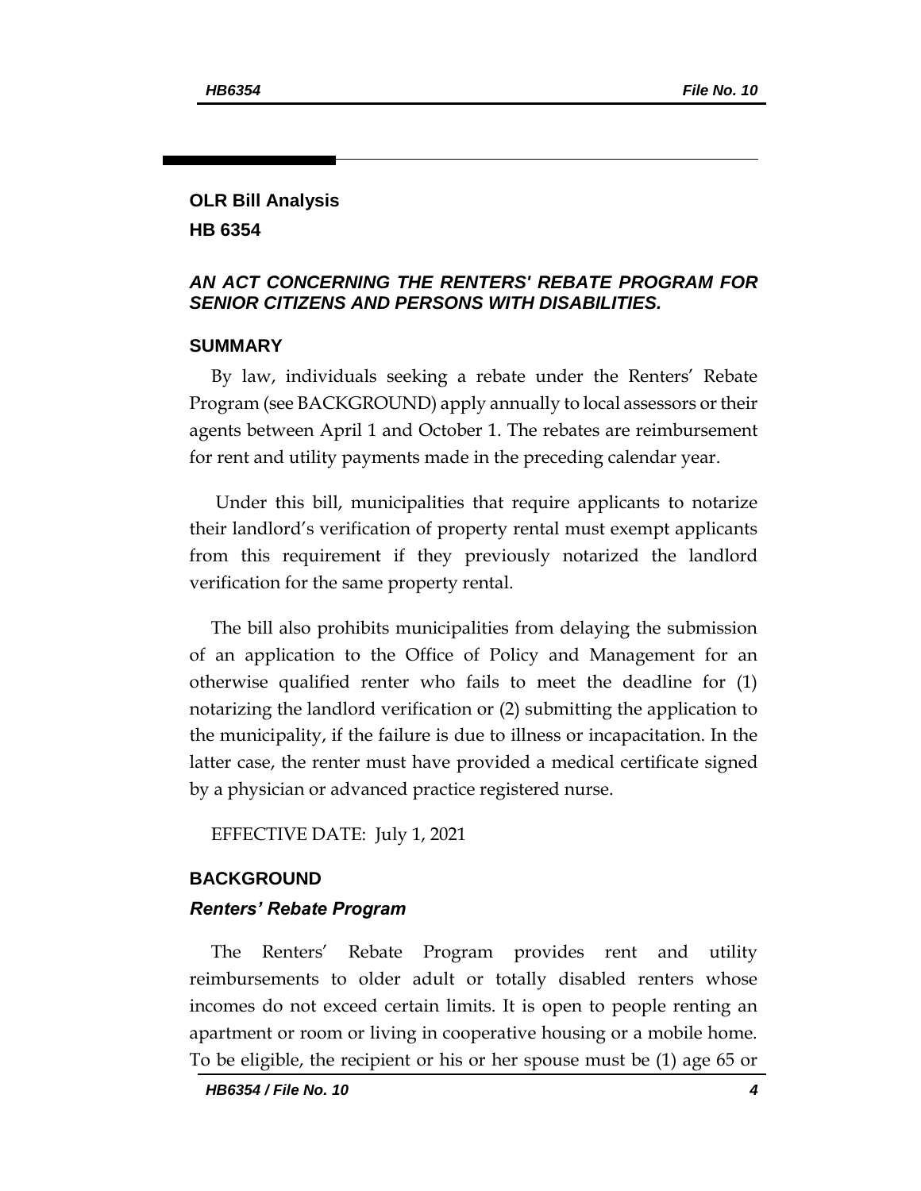**OLR Bill Analysis**

**HB 6354**

## *AN ACT CONCERNING THE RENTERS' REBATE PROGRAM FOR SENIOR CITIZENS AND PERSONS WITH DISABILITIES.*

### SUMMARY

By law, individuals seeking a rebate under the Renters' Rebate Program (see BACKGROUND) apply annually to local assessors or their agents between April 1 and October 1. The rebates are reimbursement for rent and utility payments made in the preceding calendar year.

Under this bill, municipalities that require applicants to notarize their landlord's verification of property rental must exempt applicants from this requirement if they previously notarized the landlord verification for the same property rental.

The bill also prohibits municipalities from delaying the submission of an application to the Office of Policy and Management for an otherwise qualified renter who fails to meet the deadline for (1) notarizing the landlord verification or (2) submitting the application to the municipality, if the failure is due to illness or incapacitation. In the latter case, the renter must have provided a medical certificate signed by a physician or advanced practice registered nurse.

EFFECTIVE DATE: July 1, 2021

### BACKGROUND

#### *Renters' Rebate Program*

The Renters' Rebate Program provides rent and utility reimbursements to older adult or totally disabled renters whose incomes do not exceed certain limits. It is open to people renting an apartment or room or living in cooperative housing or a mobile home. To be eligible, the recipient or his or her spouse must be (1) age 65 or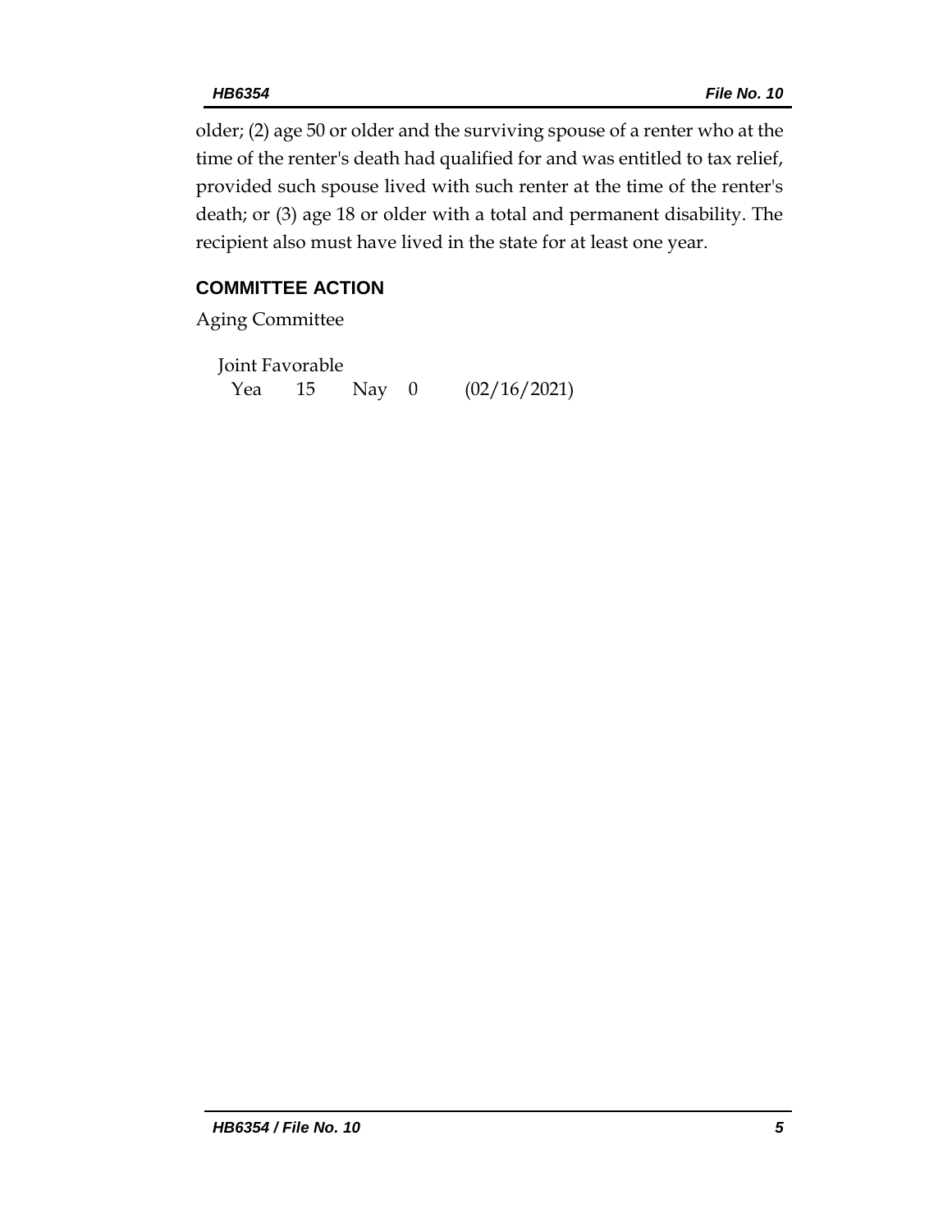older; (2) age 50 or older and the surviving spouse of a renter who at the time of the renter's death had qualified for and was entitled to tax relief, provided such spouse lived with such renter at the time of the renter's death; or (3) age 18 or older with a total and permanent disability. The recipient also must have lived in the state for at least one year.

## COMMITTEE ACTION

Aging Committee

Joint Favorable
Yea 15 Nay 0 (02/16/2021)